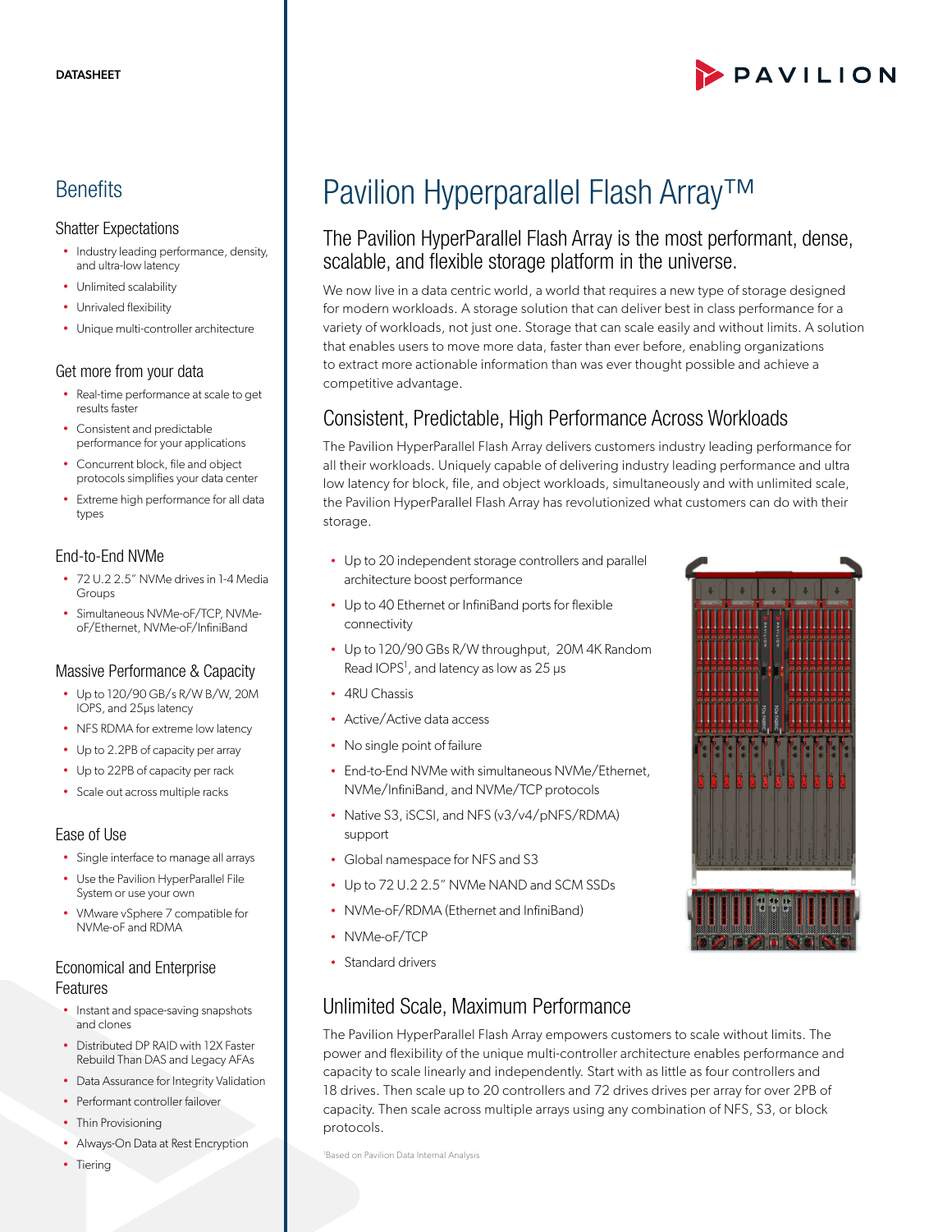DATASHEET

# Pavilion Hyperparallel Flash Array™

## The Pavilion HyperParallel Flash Array is the most performant, dense, scalable, and flexible storage platform in the universe.

We now live in a data centric world, a world that requires a new type of storage designed for modern workloads. A storage solution that can deliver best in class performance for a variety of workloads, not just one. Storage that can scale easily and without limits. A solution that enables users to move more data, faster than ever before, enabling organizations to extract more actionable information than was ever thought possible and achieve a competitive advantage.

## Consistent, Predictable, High Performance Across Workloads

The Pavilion HyperParallel Flash Array delivers customers industry leading performance for all their workloads. Uniquely capable of delivering industry leading performance and ultra low latency for block, file, and object workloads, simultaneously and with unlimited scale, the Pavilion HyperParallel Flash Array has revolutionized what customers can do with their storage.

- Up to 20 independent storage controllers and parallel architecture boost performance
- Up to 40 Ethernet or InfiniBand ports for flexible connectivity
- Up to 120/90 GBs R/W throughput, 20M 4K Random Read IOPS[1], and latency as low as 25 μs
- 4RU Chassis
- Active/Active data access
- No single point of failure
- End-to-End NVMe with simultaneous NVMe/Ethernet, NVMe/InfiniBand, and NVMe/TCP protocols
- Native S3, iSCSI, and NFS (v3/v4/pNFS/RDMA) support
- Global namespace for NFS and S3
- Up to 72 U.2 2.5" NVMe NAND and SCM SSDs
- NVMe-oF/RDMA (Ethernet and InfiniBand)
- NVMe-oF/TCP
- Standard drivers

## Unlimited Scale, Maximum Performance

The Pavilion HyperParallel Flash Array empowers customers to scale without limits. The power and flexibility of the unique multi-controller architecture enables performance and capacity to scale linearly and independently. Start with as little as four controllers and 18 drives. Then scale up to 20 controllers and 72 drives drives per array for over 2PB of capacity. Then scale across multiple arrays using any combination of NFS, S3, or block protocols.

[1]Based on Pavilion Data Internal Analysis

## Benefits

### Shatter Expectations

- Industry leading performance, density, and ultra-low latency
- Unlimited scalability
- Unrivaled flexibility
- Unique multi-controller architecture

### Get more from your data

- Real-time performance at scale to get results faster
- Consistent and predictable performance for your applications
- Concurrent block, file and object protocols simplifies your data center
- Extreme high performance for all data types

### End-to-End NVMe

- 72 U.2 2.5" NVMe drives in 1-4 Media Groups
- Simultaneous NVMe-oF/TCP, NVMe-oF/Ethernet, NVMe-oF/InfiniBand

### Massive Performance & Capacity

- Up to 120/90 GB/s R/W B/W, 20M IOPS, and 25μs latency
- NFS RDMA for extreme low latency
- Up to 2.2PB of capacity per array
- Up to 22PB of capacity per rack
- Scale out across multiple racks

### Ease of Use

- Single interface to manage all arrays
- Use the Pavilion HyperParallel File System or use your own
- VMware vSphere 7 compatible for NVMe-oF and RDMA

### Economical and Enterprise Features

- Instant and space-saving snapshots and clones
- Distributed DP RAID with 12X Faster Rebuild Than DAS and Legacy AFAs
- Data Assurance for Integrity Validation
- Performant controller failover
- Thin Provisioning
- Always-On Data at Rest Encryption
- Tiering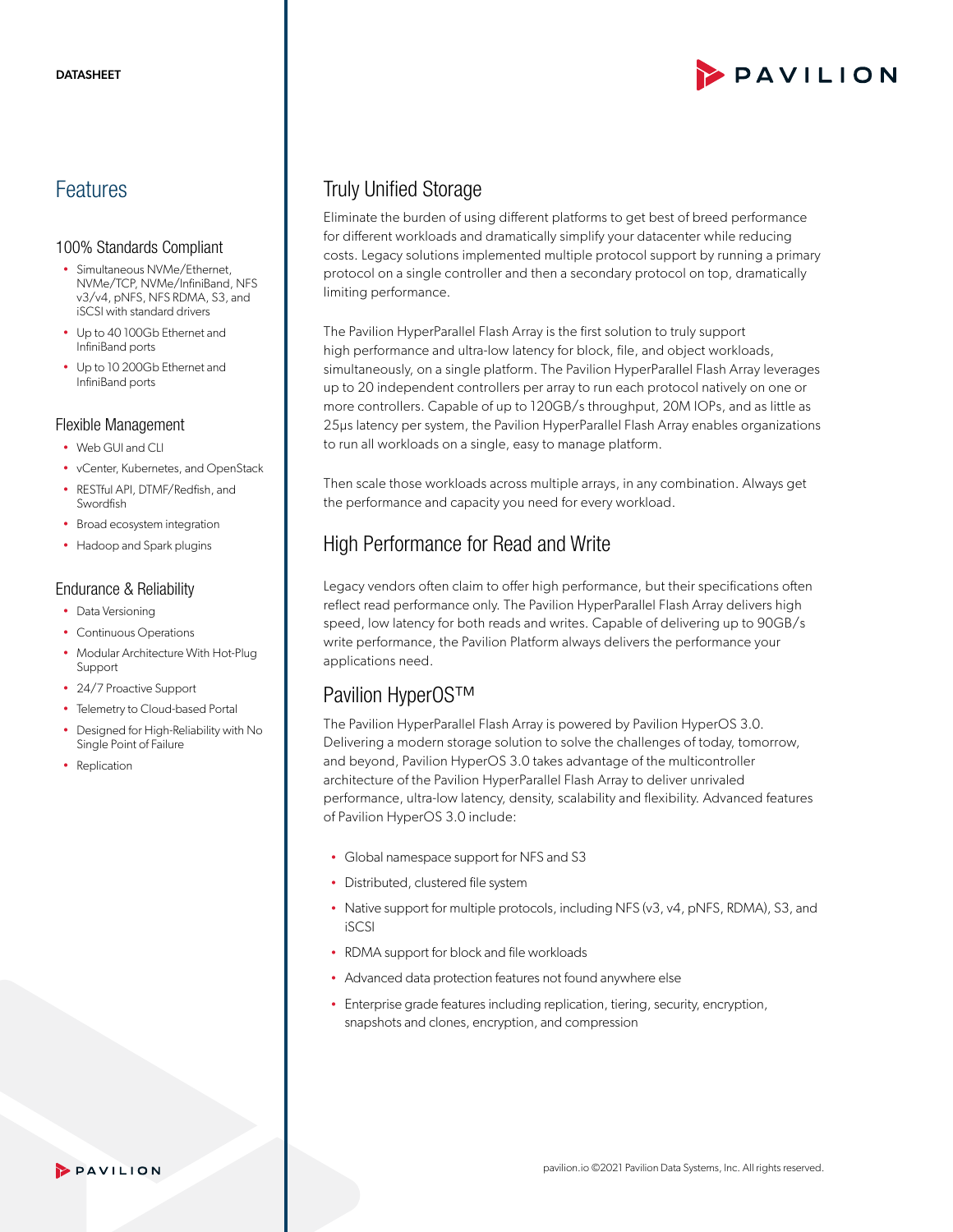DATASHEET

# Features

## 100% Standards Compliant

- Simultaneous NVMe/Ethernet, NVMe/TCP, NVMe/InfiniBand, NFS v3/v4, pNFS, NFS RDMA, S3, and iSCSI with standard drivers
- Up to 40 100Gb Ethernet and InfiniBand ports
- Up to 10 200Gb Ethernet and InfiniBand ports

## Flexible Management

- Web GUI and CLI
- vCenter, Kubernetes, and OpenStack
- RESTful API, DTMF/Redfish, and Swordfish
- Broad ecosystem integration
- Hadoop and Spark plugins

## Endurance & Reliability

- Data Versioning
- Continuous Operations
- Modular Architecture With Hot-Plug Support
- 24/7 Proactive Support
- Telemetry to Cloud-based Portal
- Designed for High-Reliability with No Single Point of Failure
- Replication

## Truly Unified Storage

Eliminate the burden of using different platforms to get best of breed performance for different workloads and dramatically simplify your datacenter while reducing costs. Legacy solutions implemented multiple protocol support by running a primary protocol on a single controller and then a secondary protocol on top, dramatically limiting performance.

The Pavilion HyperParallel Flash Array is the first solution to truly support high performance and ultra-low latency for block, file, and object workloads, simultaneously, on a single platform. The Pavilion HyperParallel Flash Array leverages up to 20 independent controllers per array to run each protocol natively on one or more controllers. Capable of up to 120GB/s throughput, 20M IOPs, and as little as 25µs latency per system, the Pavilion HyperParallel Flash Array enables organizations to run all workloads on a single, easy to manage platform.

Then scale those workloads across multiple arrays, in any combination. Always get the performance and capacity you need for every workload.

## High Performance for Read and Write

Legacy vendors often claim to offer high performance, but their specifications often reflect read performance only. The Pavilion HyperParallel Flash Array delivers high speed, low latency for both reads and writes. Capable of delivering up to 90GB/s write performance, the Pavilion Platform always delivers the performance your applications need.

## Pavilion HyperOS™

The Pavilion HyperParallel Flash Array is powered by Pavilion HyperOS 3.0. Delivering a modern storage solution to solve the challenges of today, tomorrow, and beyond, Pavilion HyperOS 3.0 takes advantage of the multicontroller architecture of the Pavilion HyperParallel Flash Array to deliver unrivaled performance, ultra-low latency, density, scalability and flexibility. Advanced features of Pavilion HyperOS 3.0 include:

- Global namespace support for NFS and S3
- Distributed, clustered file system
- Native support for multiple protocols, including NFS (v3, v4, pNFS, RDMA), S3, and iSCSI
- RDMA support for block and file workloads
- Advanced data protection features not found anywhere else
- Enterprise grade features including replication, tiering, security, encryption, snapshots and clones, encryption, and compression

pavilion.io ©2021 Pavilion Data Systems, Inc. All rights reserved.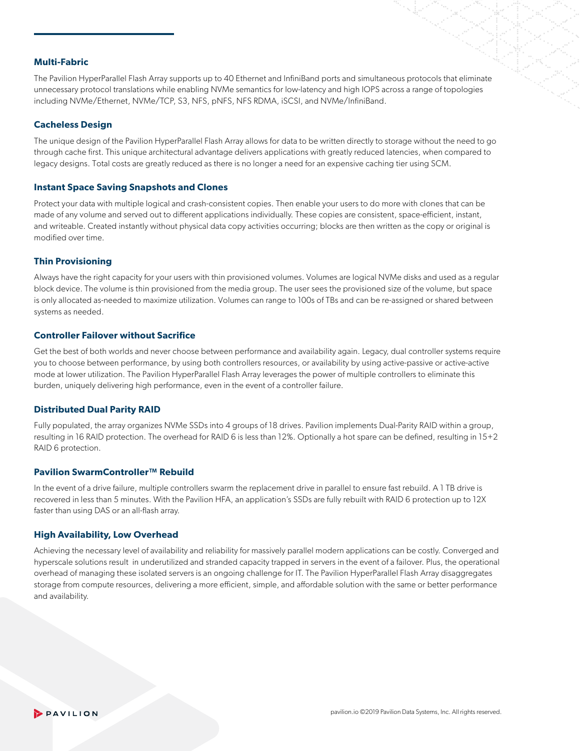### Multi-Fabric

The Pavilion HyperParallel Flash Array supports up to 40 Ethernet and InfiniBand ports and simultaneous protocols that eliminate unnecessary protocol translations while enabling NVMe semantics for low-latency and high IOPS across a range of topologies including NVMe/Ethernet, NVMe/TCP, S3, NFS, pNFS, NFS RDMA, iSCSI, and NVMe/InfiniBand.

### Cacheless Design

The unique design of the Pavilion HyperParallel Flash Array allows for data to be written directly to storage without the need to go through cache first. This unique architectural advantage delivers applications with greatly reduced latencies, when compared to legacy designs. Total costs are greatly reduced as there is no longer a need for an expensive caching tier using SCM.

### Instant Space Saving Snapshots and Clones

Protect your data with multiple logical and crash-consistent copies. Then enable your users to do more with clones that can be made of any volume and served out to different applications individually. These copies are consistent, space-efficient, instant, and writeable. Created instantly without physical data copy activities occurring; blocks are then written as the copy or original is modified over time.

### Thin Provisioning

Always have the right capacity for your users with thin provisioned volumes. Volumes are logical NVMe disks and used as a regular block device. The volume is thin provisioned from the media group. The user sees the provisioned size of the volume, but space is only allocated as-needed to maximize utilization. Volumes can range to 100s of TBs and can be re-assigned or shared between systems as needed.

### Controller Failover without Sacrifice

Get the best of both worlds and never choose between performance and availability again. Legacy, dual controller systems require you to choose between performance, by using both controllers resources, or availability by using active-passive or active-active mode at lower utilization. The Pavilion HyperParallel Flash Array leverages the power of multiple controllers to eliminate this burden, uniquely delivering high performance, even in the event of a controller failure.

### Distributed Dual Parity RAID

Fully populated, the array organizes NVMe SSDs into 4 groups of 18 drives. Pavilion implements Dual-Parity RAID within a group, resulting in 16 RAID protection. The overhead for RAID 6 is less than 12%. Optionally a hot spare can be defined, resulting in 15+2 RAID 6 protection.

### Pavilion SwarmController™ Rebuild

In the event of a drive failure, multiple controllers swarm the replacement drive in parallel to ensure fast rebuild. A 1 TB drive is recovered in less than 5 minutes. With the Pavilion HFA, an application's SSDs are fully rebuilt with RAID 6 protection up to 12X faster than using DAS or an all-flash array.

### High Availability, Low Overhead

Achieving the necessary level of availability and reliability for massively parallel modern applications can be costly. Converged and hyperscale solutions result in underutilized and stranded capacity trapped in servers in the event of a failover. Plus, the operational overhead of managing these isolated servers is an ongoing challenge for IT. The Pavilion HyperParallel Flash Array disaggregates storage from compute resources, delivering a more efficient, simple, and affordable solution with the same or better performance and availability.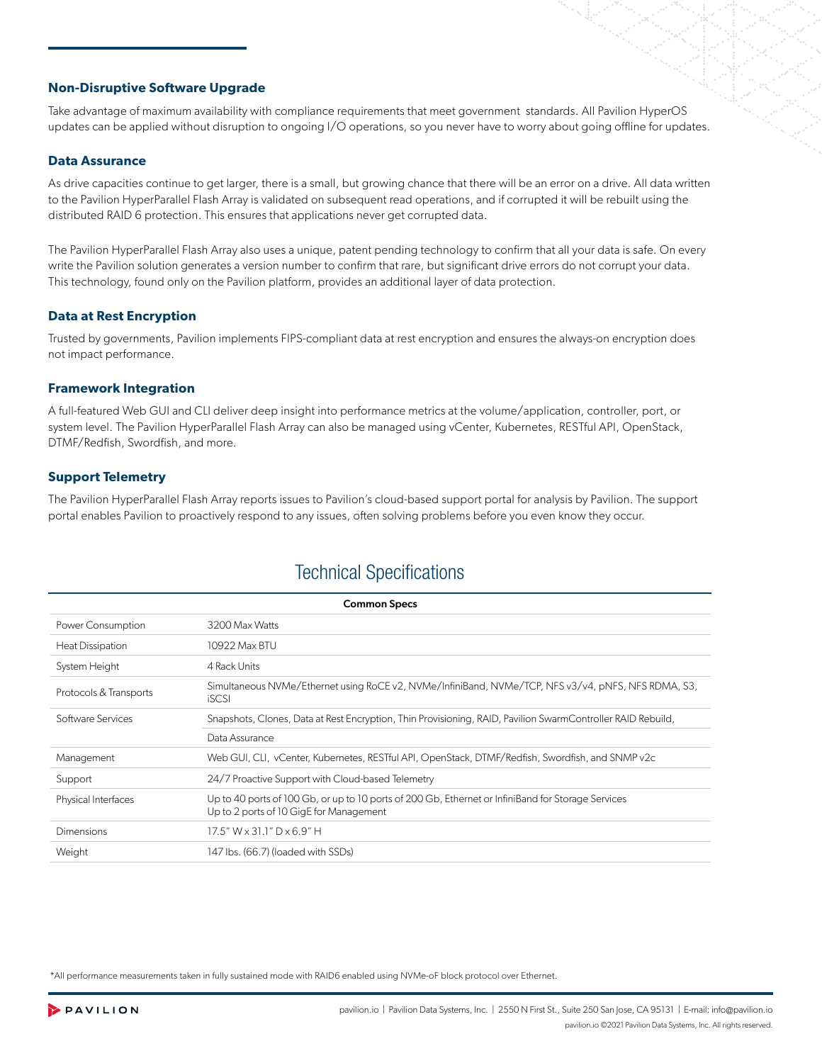### Non-Disruptive Software Upgrade

Take advantage of maximum availability with compliance requirements that meet government standards. All Pavilion HyperOS updates can be applied without disruption to ongoing I/O operations, so you never have to worry about going offline for updates.

### Data Assurance

As drive capacities continue to get larger, there is a small, but growing chance that there will be an error on a drive. All data written to the Pavilion HyperParallel Flash Array is validated on subsequent read operations, and if corrupted it will be rebuilt using the distributed RAID 6 protection. This ensures that applications never get corrupted data.

The Pavilion HyperParallel Flash Array also uses a unique, patent pending technology to confirm that all your data is safe. On every write the Pavilion solution generates a version number to confirm that rare, but significant drive errors do not corrupt your data. This technology, found only on the Pavilion platform, provides an additional layer of data protection.

### Data at Rest Encryption

Trusted by governments, Pavilion implements FIPS-compliant data at rest encryption and ensures the always-on encryption does not impact performance.

### Framework Integration

A full-featured Web GUI and CLI deliver deep insight into performance metrics at the volume/application, controller, port, or system level. The Pavilion HyperParallel Flash Array can also be managed using vCenter, Kubernetes, RESTful API, OpenStack, DTMF/Redfish, Swordfish, and more.

### Support Telemetry

The Pavilion HyperParallel Flash Array reports issues to Pavilion's cloud-based support portal for analysis by Pavilion. The support portal enables Pavilion to proactively respond to any issues, often solving problems before you even know they occur.

## Technical Specifications

| Common Specs | |
|---|---|
| Power Consumption | 3200 Max Watts |
| Heat Dissipation | 10922 Max BTU |
| System Height | 4 Rack Units |
| Protocols & Transports | Simultaneous NVMe/Ethernet using RoCE v2, NVMe/InfiniBand, NVMe/TCP, NFS v3/v4, pNFS, NFS RDMA, S3, iSCSI |
| Software Services | Snapshots, Clones, Data at Rest Encryption, Thin Provisioning, RAID, Pavilion SwarmController RAID Rebuild, |
| | Data Assurance |
| Management | Web GUI, CLI, vCenter, Kubernetes, RESTful API, OpenStack, DTMF/Redfish, Swordfish, and SNMP v2c |
| Support | 24/7 Proactive Support with Cloud-based Telemetry |
| Physical Interfaces | Up to 40 ports of 100 Gb, or up to 10 ports of 200 Gb, Ethernet or InfiniBand for Storage Services<br>Up to 2 ports of 10 GigE for Management |
| Dimensions | 17.5" W x 31.1" D x 6.9" H |
| Weight | 147 lbs. (66.7) (loaded with SSDs) |

*All performance measurements taken in fully sustained mode with RAID6 enabled using NVMe-oF block protocol over Ethernet.

pavilion.io | Pavilion Data Systems, Inc. | 2550 N First St., Suite 250 San Jose, CA 95131 | E-mail: info@pavilion.io

pavilion.io ©2021 Pavilion Data Systems, Inc. All rights reserved.